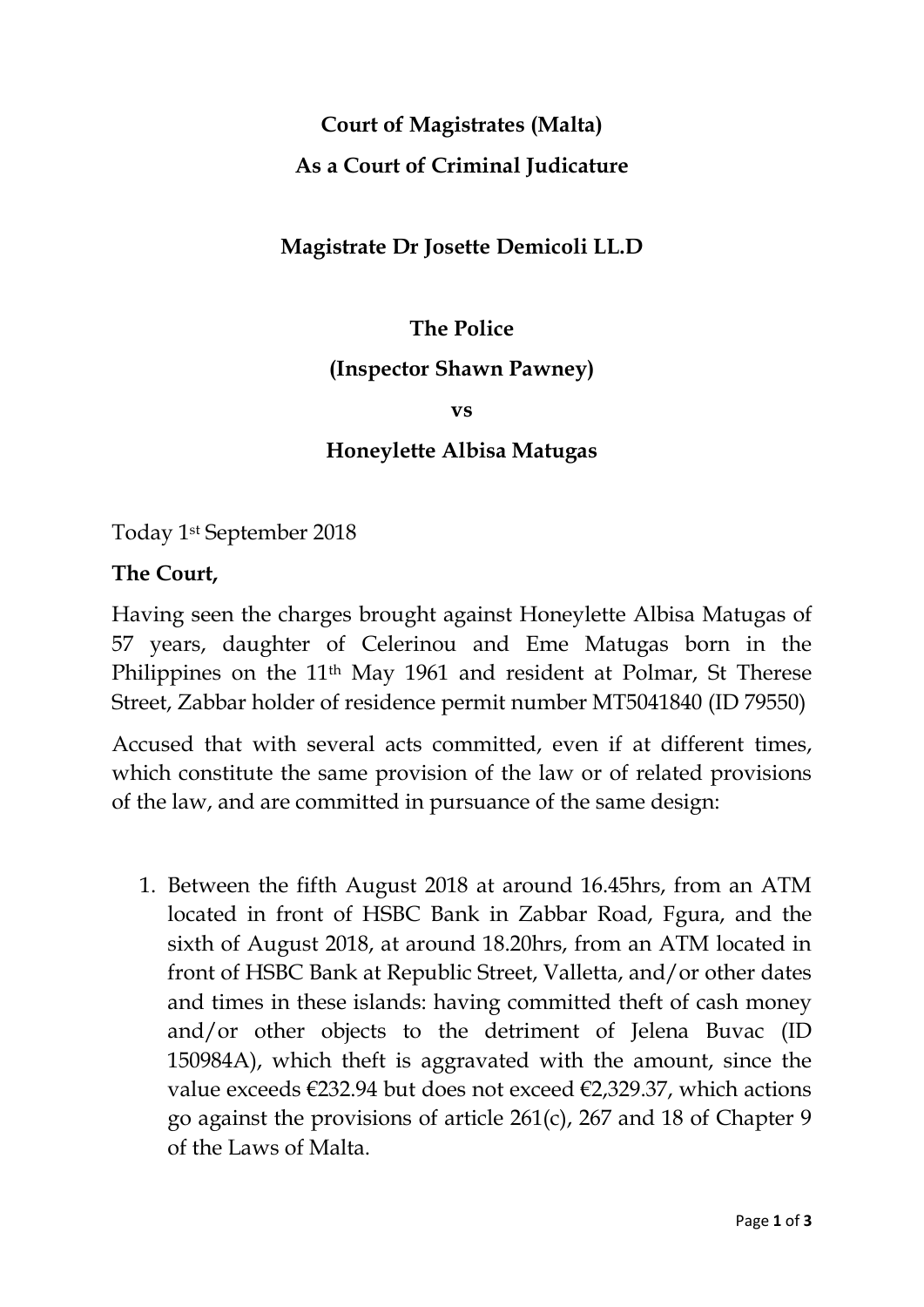**Court of Magistrates (Malta)**

**As a Court of Criminal Judicature**

**Magistrate Dr Josette Demicoli LL.D**

**The Police**

**(Inspector Shawn Pawney)**

**vs**

**Honeylette Albisa Matugas**

Today 1st September 2018

**The Court,**

Having seen the charges brought against Honeylette Albisa Matugas of 57 years, daughter of Celerinou and Eme Matugas born in the Philippines on the 11th May 1961 and resident at Polmar, St Therese Street, Zabbar holder of residence permit number MT5041840 (ID 79550)

Accused that with several acts committed, even if at different times, which constitute the same provision of the law or of related provisions of the law, and are committed in pursuance of the same design:

1. Between the fifth August 2018 at around 16.45hrs, from an ATM located in front of HSBC Bank in Zabbar Road, Fgura, and the sixth of August 2018, at around 18.20hrs, from an ATM located in front of HSBC Bank at Republic Street, Valletta, and/or other dates and times in these islands: having committed theft of cash money and/or other objects to the detriment of Jelena Buvac (ID 150984A), which theft is aggravated with the amount, since the value exceeds €232.94 but does not exceed €2,329.37, which actions go against the provisions of article 261(c), 267 and 18 of Chapter 9 of the Laws of Malta.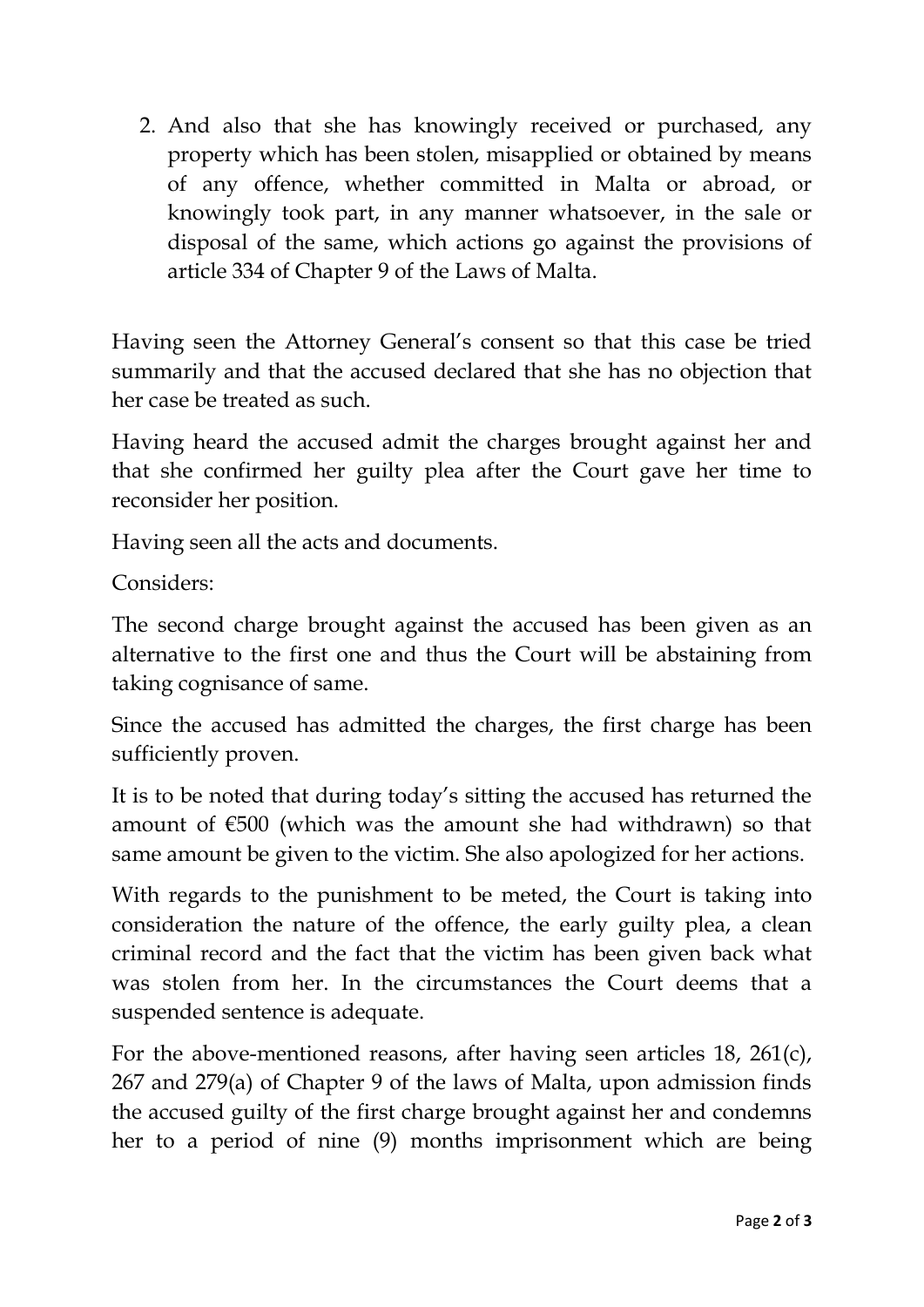2. And also that she has knowingly received or purchased, any property which has been stolen, misapplied or obtained by means of any offence, whether committed in Malta or abroad, or knowingly took part, in any manner whatsoever, in the sale or disposal of the same, which actions go against the provisions of article 334 of Chapter 9 of the Laws of Malta.

Having seen the Attorney General's consent so that this case be tried summarily and that the accused declared that she has no objection that her case be treated as such.

Having heard the accused admit the charges brought against her and that she confirmed her guilty plea after the Court gave her time to reconsider her position.

Having seen all the acts and documents.

Considers:

The second charge brought against the accused has been given as an alternative to the first one and thus the Court will be abstaining from taking cognisance of same.

Since the accused has admitted the charges, the first charge has been sufficiently proven.

It is to be noted that during today's sitting the accused has returned the amount of €500 (which was the amount she had withdrawn) so that same amount be given to the victim. She also apologized for her actions.

With regards to the punishment to be meted, the Court is taking into consideration the nature of the offence, the early guilty plea, a clean criminal record and the fact that the victim has been given back what was stolen from her. In the circumstances the Court deems that a suspended sentence is adequate.

For the above-mentioned reasons, after having seen articles 18, 261(c), 267 and 279(a) of Chapter 9 of the laws of Malta, upon admission finds the accused guilty of the first charge brought against her and condemns her to a period of nine (9) months imprisonment which are being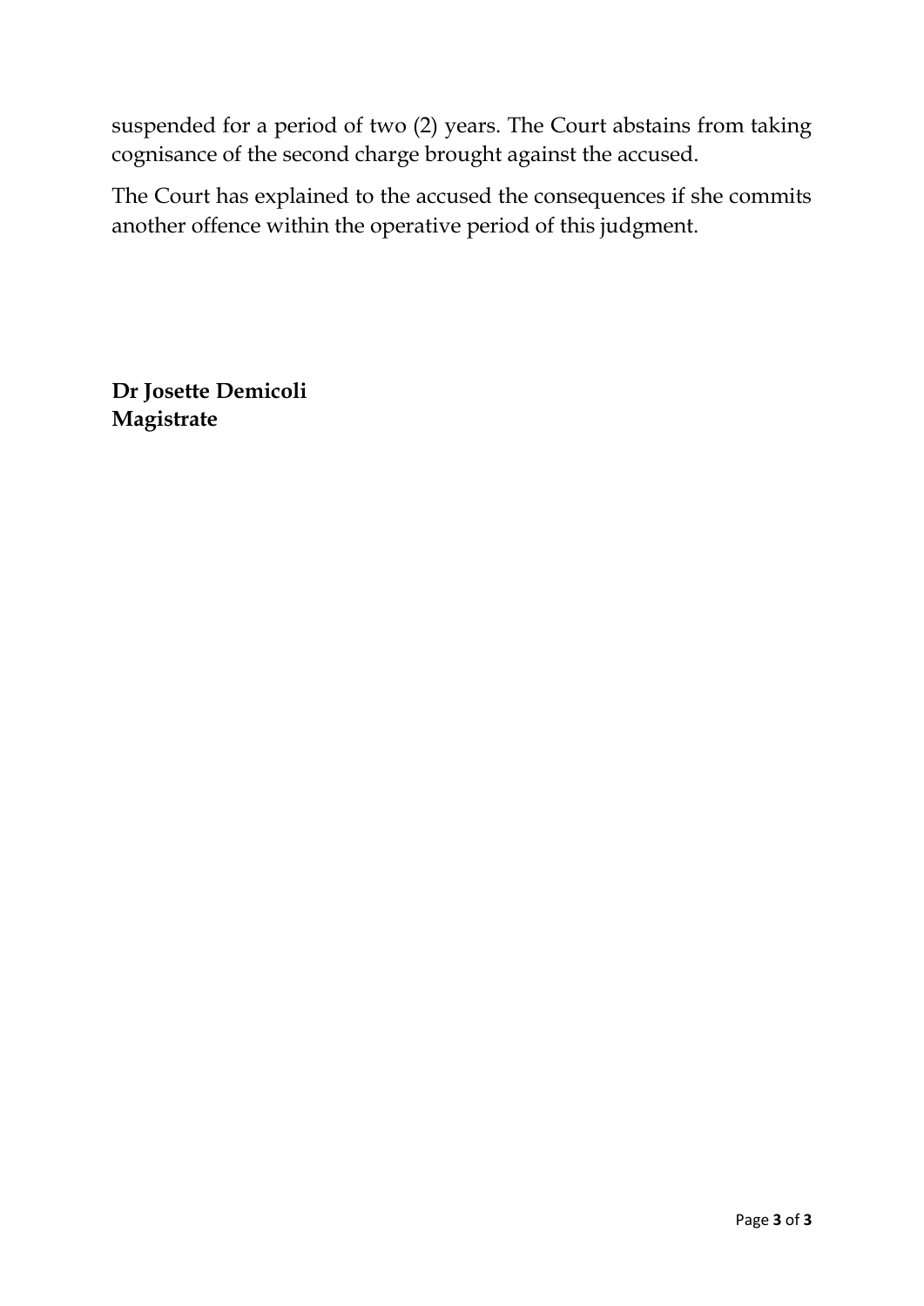suspended for a period of two (2) years. The Court abstains from taking cognisance of the second charge brought against the accused.

The Court has explained to the accused the consequences if she commits another offence within the operative period of this judgment.

**Dr Josette Demicoli**
**Magistrate**